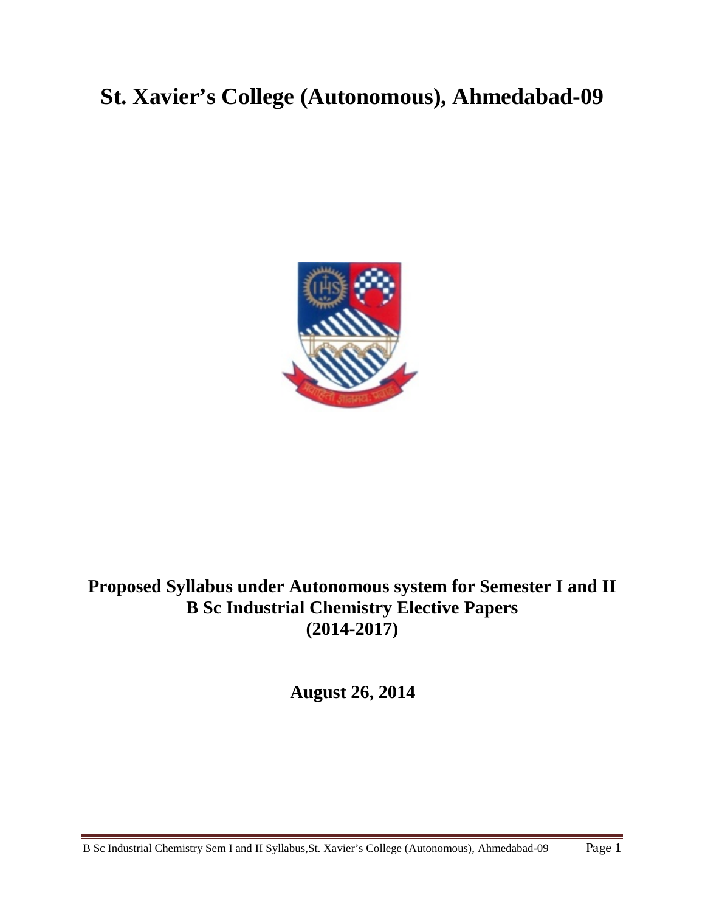# St. Xavier's College (Autonomous), Ahmedabad-09

## Proposed Syllabus under Autonomous system for Semester I and II
## B Sc Industrial Chemistry Elective Papers
## (2014-2017)

**August 26, 2014**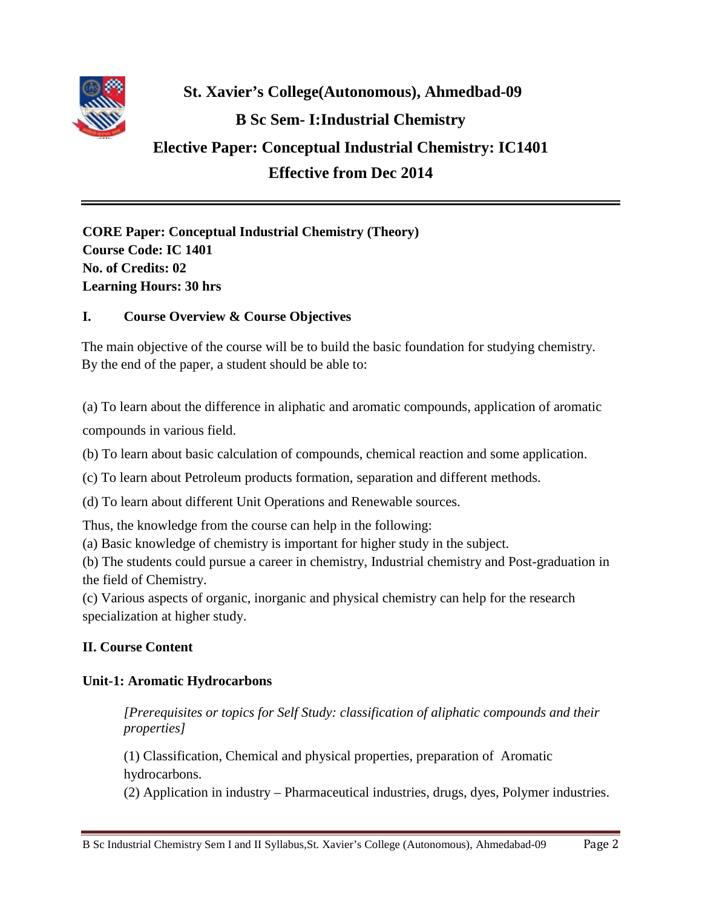# St. Xavier's College(Autonomous), Ahmedbad-09

## B Sc Sem- I:Industrial Chemistry

## Elective Paper: Conceptual Industrial Chemistry: IC1401

## Effective from Dec 2014

---

**CORE Paper: Conceptual Industrial Chemistry (Theory)**
**Course Code: IC 1401**
**No. of Credits: 02**
**Learning Hours: 30 hrs**

### I. Course Overview & Course Objectives

The main objective of the course will be to build the basic foundation for studying chemistry. By the end of the paper, a student should be able to:

(a) To learn about the difference in aliphatic and aromatic compounds, application of aromatic compounds in various field.

(b) To learn about basic calculation of compounds, chemical reaction and some application.

(c) To learn about Petroleum products formation, separation and different methods.

(d) To learn about different Unit Operations and Renewable sources.

Thus, the knowledge from the course can help in the following:

(a) Basic knowledge of chemistry is important for higher study in the subject.

(b) The students could pursue a career in chemistry, Industrial chemistry and Post-graduation in the field of Chemistry.

(c) Various aspects of organic, inorganic and physical chemistry can help for the research specialization at higher study.

### II. Course Content

**Unit-1: Aromatic Hydrocarbons**

*[Prerequisites or topics for Self Study: classification of aliphatic compounds and their properties]*

(1) Classification, Chemical and physical properties, preparation of Aromatic hydrocarbons.

(2) Application in industry – Pharmaceutical industries, drugs, dyes, Polymer industries.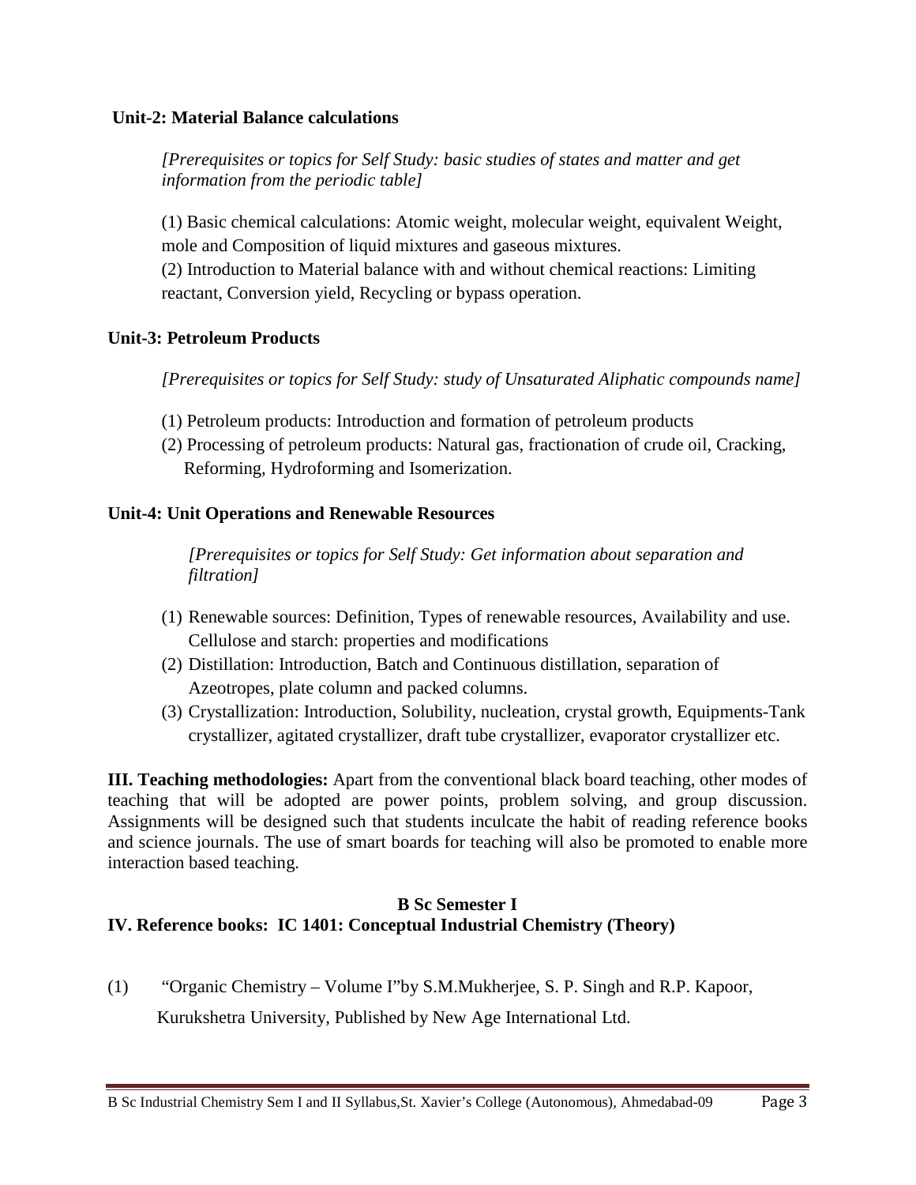**Unit-2: Material Balance calculations**

*[Prerequisites or topics for Self Study: basic studies of states and matter and get information from the periodic table]*

(1) Basic chemical calculations: Atomic weight, molecular weight, equivalent Weight, mole and Composition of liquid mixtures and gaseous mixtures.
(2) Introduction to Material balance with and without chemical reactions: Limiting reactant, Conversion yield, Recycling or bypass operation.

**Unit-3: Petroleum Products**

*[Prerequisites or topics for Self Study: study of Unsaturated Aliphatic compounds name]*

(1) Petroleum products: Introduction and formation of petroleum products
(2) Processing of petroleum products: Natural gas, fractionation of crude oil, Cracking, Reforming, Hydroforming and Isomerization.

**Unit-4: Unit Operations and Renewable Resources**

*[Prerequisites or topics for Self Study: Get information about separation and filtration]*

(1) Renewable sources: Definition, Types of renewable resources, Availability and use. Cellulose and starch: properties and modifications
(2) Distillation: Introduction, Batch and Continuous distillation, separation of Azeotropes, plate column and packed columns.
(3) Crystallization: Introduction, Solubility, nucleation, crystal growth, Equipments-Tank crystallizer, agitated crystallizer, draft tube crystallizer, evaporator crystallizer etc.

**III. Teaching methodologies:** Apart from the conventional black board teaching, other modes of teaching that will be adopted are power points, problem solving, and group discussion. Assignments will be designed such that students inculcate the habit of reading reference books and science journals. The use of smart boards for teaching will also be promoted to enable more interaction based teaching.

**B Sc Semester I**

**IV. Reference books: IC 1401: Conceptual Industrial Chemistry (Theory)**

(1) "Organic Chemistry – Volume I"by S.M.Mukherjee, S. P. Singh and R.P. Kapoor, Kurukshetra University, Published by New Age International Ltd.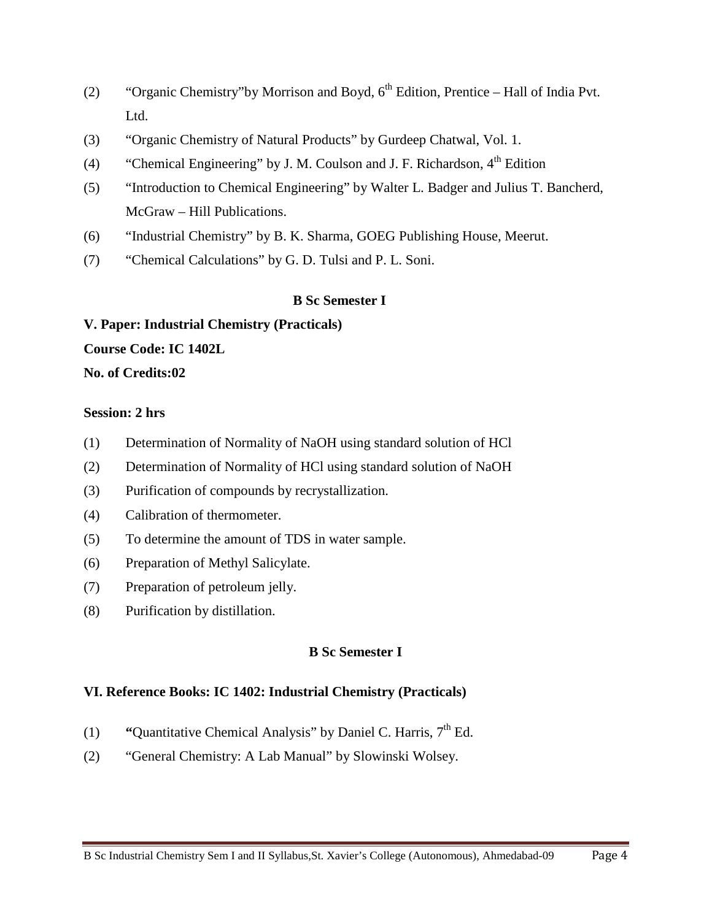(2) "Organic Chemistry"by Morrison and Boyd, 6th Edition, Prentice – Hall of India Pvt. Ltd.

(3) "Organic Chemistry of Natural Products" by Gurdeep Chatwal, Vol. 1.

(4) "Chemical Engineering" by J. M. Coulson and J. F. Richardson, 4th Edition

(5) "Introduction to Chemical Engineering" by Walter L. Badger and Julius T. Bancherd, McGraw – Hill Publications.

(6) "Industrial Chemistry" by B. K. Sharma, GOEG Publishing House, Meerut.

(7) "Chemical Calculations" by G. D. Tulsi and P. L. Soni.

**B Sc Semester I**

**V. Paper: Industrial Chemistry (Practicals)**

**Course Code: IC 1402L**

**No. of Credits:02**

**Session: 2 hrs**

(1) Determination of Normality of NaOH using standard solution of HCl

(2) Determination of Normality of HCl using standard solution of NaOH

(3) Purification of compounds by recrystallization.

(4) Calibration of thermometer.

(5) To determine the amount of TDS in water sample.

(6) Preparation of Methyl Salicylate.

(7) Preparation of petroleum jelly.

(8) Purification by distillation.

**B Sc Semester I**

**VI. Reference Books: IC 1402: Industrial Chemistry (Practicals)**

(1) **"**Quantitative Chemical Analysis" by Daniel C. Harris, 7th Ed.

(2) "General Chemistry: A Lab Manual" by Slowinski Wolsey.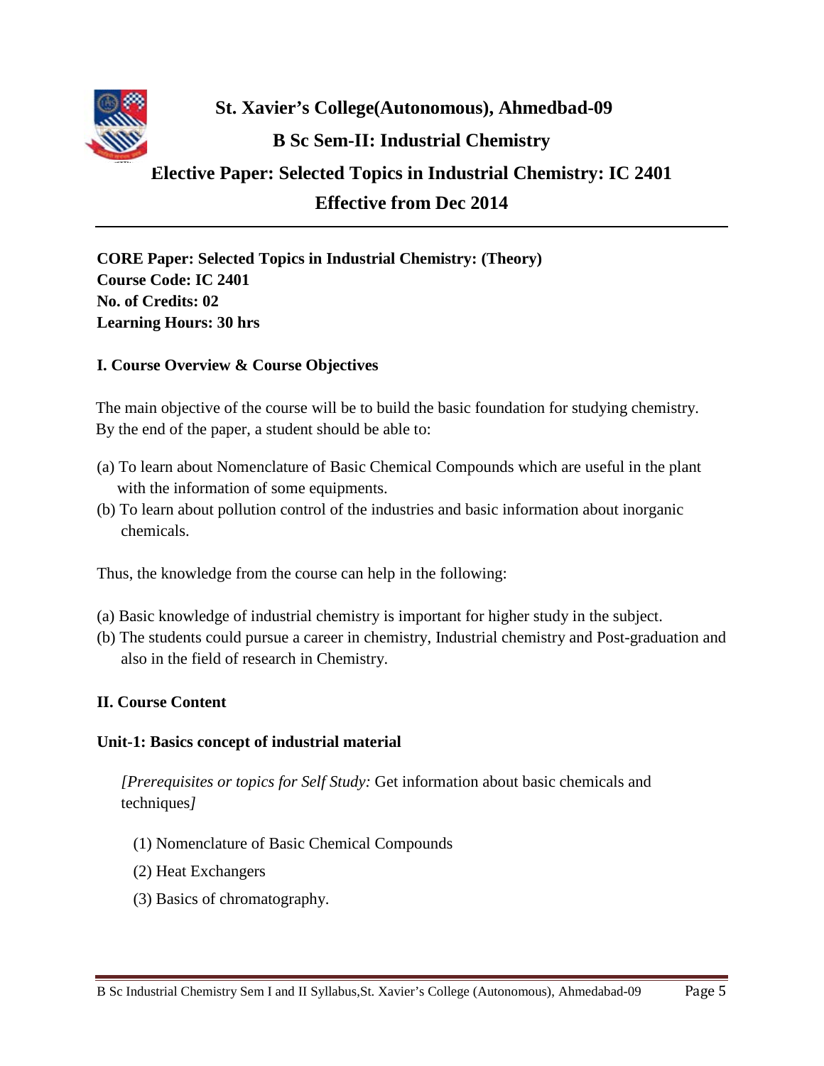# St. Xavier's College(Autonomous), Ahmedbad-09

## B Sc Sem-II: Industrial Chemistry

## Elective Paper: Selected Topics in Industrial Chemistry: IC 2401

## Effective from Dec 2014

---

**CORE Paper: Selected Topics in Industrial Chemistry: (Theory)**
**Course Code: IC 2401**
**No. of Credits: 02**
**Learning Hours: 30 hrs**

### I. Course Overview & Course Objectives

The main objective of the course will be to build the basic foundation for studying chemistry. By the end of the paper, a student should be able to:

(a) To learn about Nomenclature of Basic Chemical Compounds which are useful in the plant with the information of some equipments.

(b) To learn about pollution control of the industries and basic information about inorganic chemicals.

Thus, the knowledge from the course can help in the following:

(a) Basic knowledge of industrial chemistry is important for higher study in the subject.

(b) The students could pursue a career in chemistry, Industrial chemistry and Post-graduation and also in the field of research in Chemistry.

### II. Course Content

#### Unit-1: Basics concept of industrial material

*[Prerequisites or topics for Self Study:* Get information about basic chemicals and techniques*]*

(1) Nomenclature of Basic Chemical Compounds

(2) Heat Exchangers

(3) Basics of chromatography.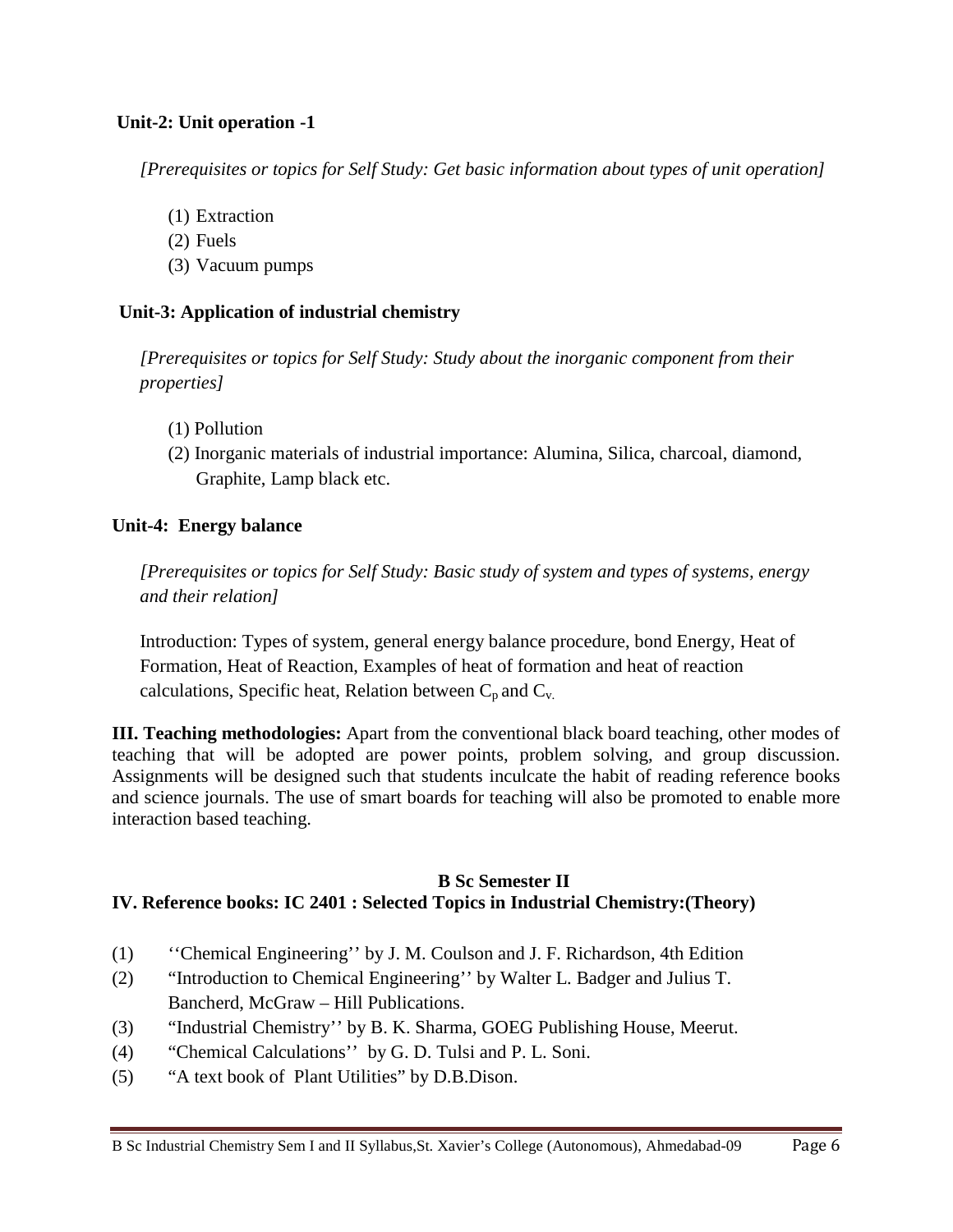**Unit-2: Unit operation -1**

*[Prerequisites or topics for Self Study: Get basic information about types of unit operation]*

(1) Extraction
(2) Fuels
(3) Vacuum pumps

**Unit-3: Application of industrial chemistry**

*[Prerequisites or topics for Self Study: Study about the inorganic component from their properties]*

(1) Pollution
(2) Inorganic materials of industrial importance: Alumina, Silica, charcoal, diamond, Graphite, Lamp black etc.

**Unit-4: Energy balance**

*[Prerequisites or topics for Self Study: Basic study of system and types of systems, energy and their relation]*

Introduction: Types of system, general energy balance procedure, bond Energy, Heat of Formation, Heat of Reaction, Examples of heat of formation and heat of reaction calculations, Specific heat, Relation between $C_p$ and $C_v$.

**III. Teaching methodologies:** Apart from the conventional black board teaching, other modes of teaching that will be adopted are power points, problem solving, and group discussion. Assignments will be designed such that students inculcate the habit of reading reference books and science journals. The use of smart boards for teaching will also be promoted to enable more interaction based teaching.

**B Sc Semester II**

**IV. Reference books: IC 2401 : Selected Topics in Industrial Chemistry:(Theory)**

(1) ''Chemical Engineering'' by J. M. Coulson and J. F. Richardson, 4th Edition
(2) "Introduction to Chemical Engineering'' by Walter L. Badger and Julius T. Bancherd, McGraw – Hill Publications.
(3) "Industrial Chemistry'' by B. K. Sharma, GOEG Publishing House, Meerut.
(4) "Chemical Calculations'' by G. D. Tulsi and P. L. Soni.
(5) "A text book of Plant Utilities" by D.B.Dison.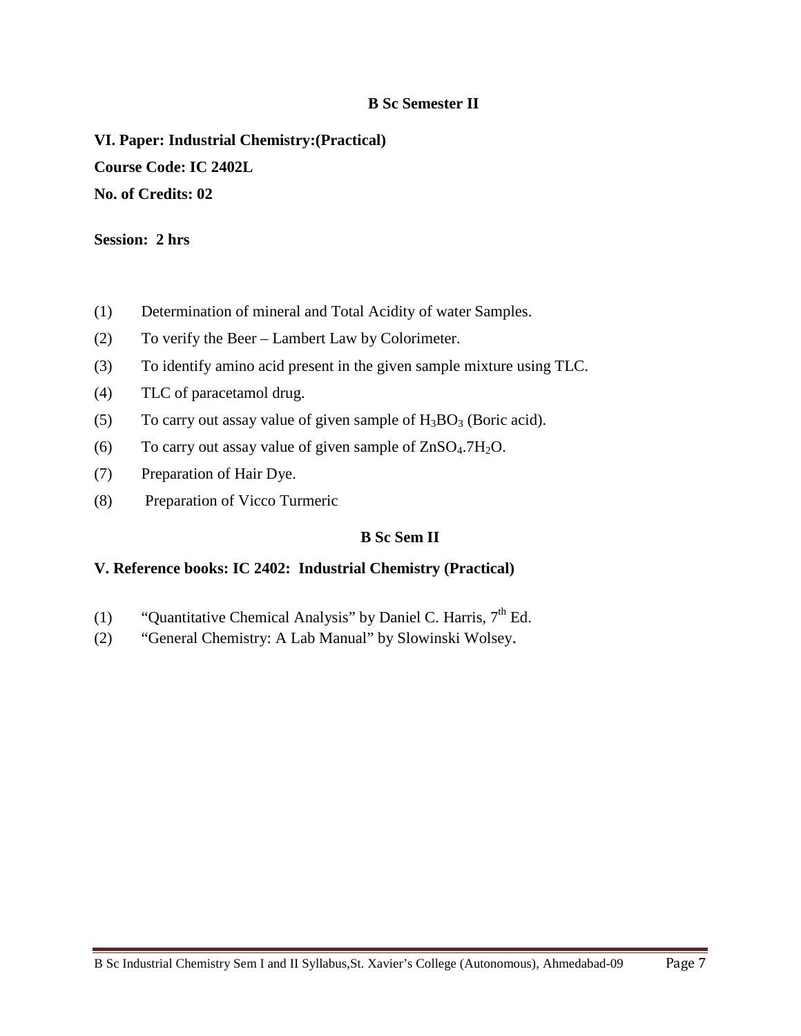## B Sc Semester II

**VI. Paper: Industrial Chemistry:(Practical)**

**Course Code: IC 2402L**

**No. of Credits: 02**

**Session: 2 hrs**

(1) Determination of mineral and Total Acidity of water Samples.

(2) To verify the Beer – Lambert Law by Colorimeter.

(3) To identify amino acid present in the given sample mixture using TLC.

(4) TLC of paracetamol drug.

(5) To carry out assay value of given sample of $H_3BO_3$ (Boric acid).

(6) To carry out assay value of given sample of $ZnSO_4.7H_2O$.

(7) Preparation of Hair Dye.

(8) Preparation of Vicco Turmeric

## B Sc Sem II

**V. Reference books: IC 2402: Industrial Chemistry (Practical)**

(1) "Quantitative Chemical Analysis" by Daniel C. Harris, 7th Ed.

(2) "General Chemistry: A Lab Manual" by Slowinski Wolsey.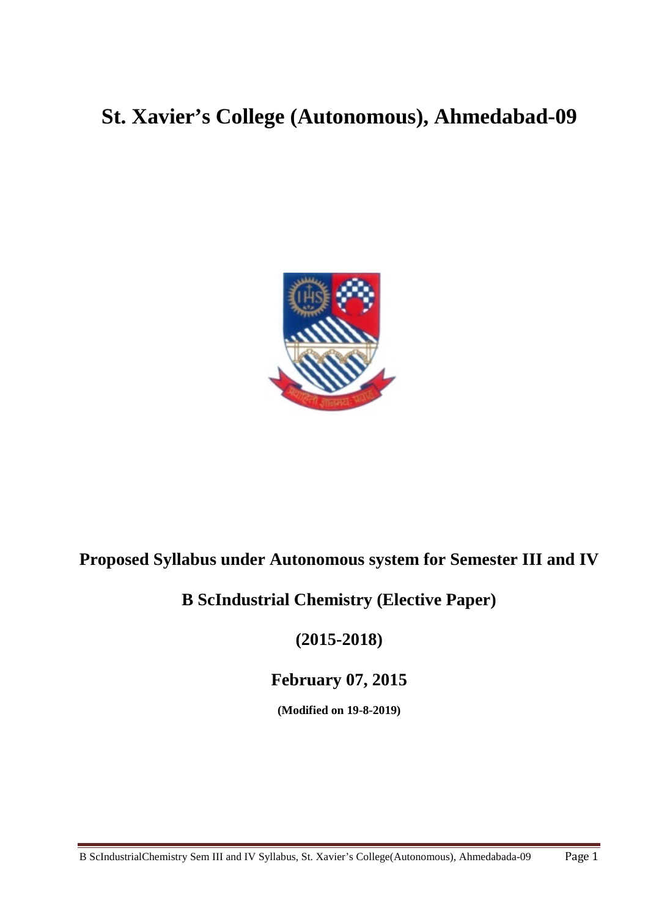# St. Xavier's College (Autonomous), Ahmedabad-09

**Proposed Syllabus under Autonomous system for Semester III and IV**

**B ScIndustrial Chemistry (Elective Paper)**

**(2015-2018)**

**February 07, 2015**

**(Modified on 19-8-2019)**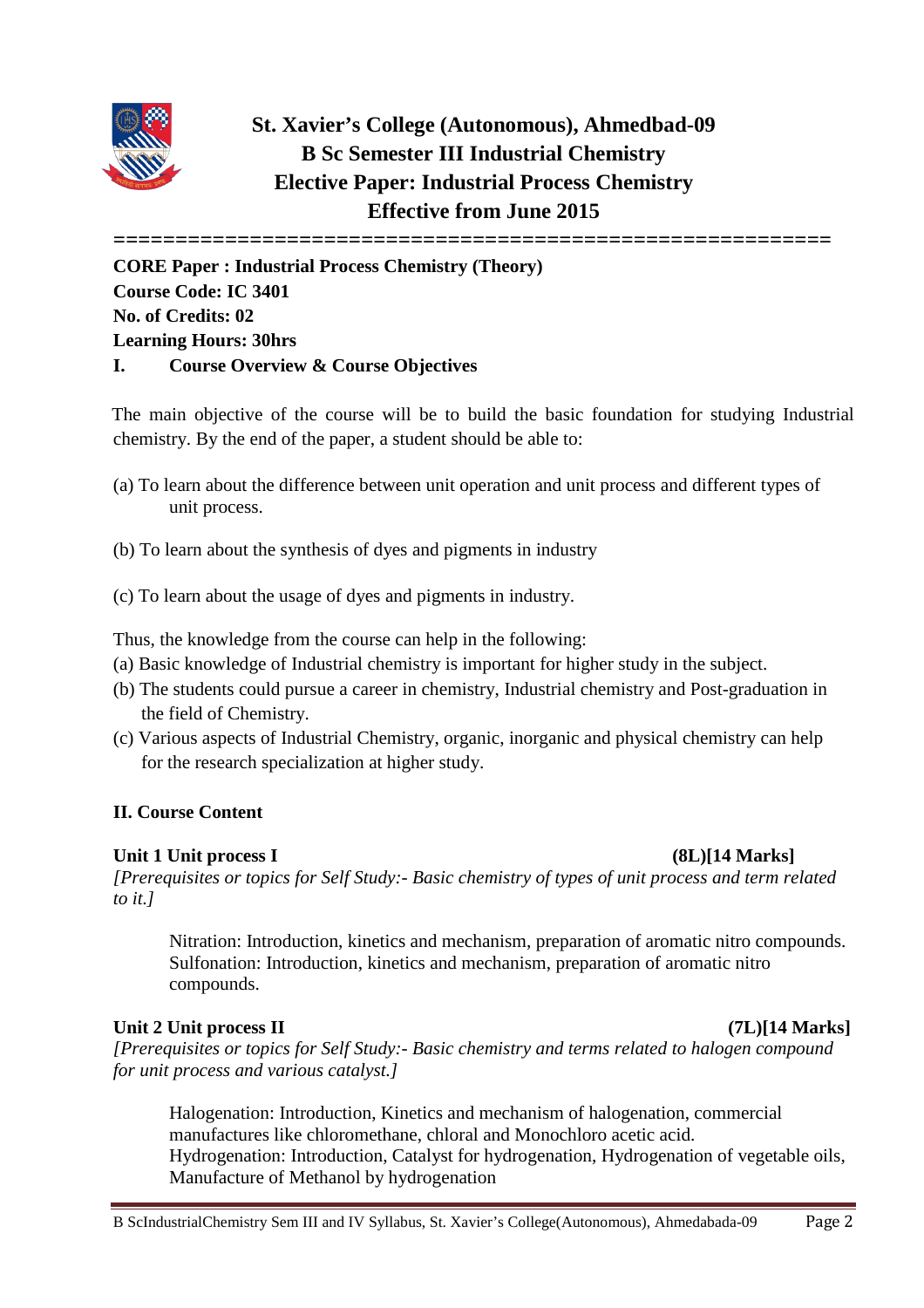# St. Xavier's College (Autonomous), Ahmedbad-09
## B Sc Semester III Industrial Chemistry
## Elective Paper: Industrial Process Chemistry
## Effective from June 2015

============================================================

**CORE Paper : Industrial Process Chemistry (Theory)**
**Course Code: IC 3401**
**No. of Credits: 02**
**Learning Hours: 30hrs**

## I. Course Overview & Course Objectives

The main objective of the course will be to build the basic foundation for studying Industrial chemistry. By the end of the paper, a student should be able to:

(a) To learn about the difference between unit operation and unit process and different types of unit process.

(b) To learn about the synthesis of dyes and pigments in industry

(c) To learn about the usage of dyes and pigments in industry.

Thus, the knowledge from the course can help in the following:
(a) Basic knowledge of Industrial chemistry is important for higher study in the subject.
(b) The students could pursue a career in chemistry, Industrial chemistry and Post-graduation in the field of Chemistry.
(c) Various aspects of Industrial Chemistry, organic, inorganic and physical chemistry can help for the research specialization at higher study.

## II. Course Content

**Unit 1 Unit process I (8L)[14 Marks]**
*[Prerequisites or topics for Self Study:- Basic chemistry of types of unit process and term related to it.]*

Nitration: Introduction, kinetics and mechanism, preparation of aromatic nitro compounds.
Sulfonation: Introduction, kinetics and mechanism, preparation of aromatic nitro compounds.

**Unit 2 Unit process II (7L)[14 Marks]**
*[Prerequisites or topics for Self Study:- Basic chemistry and terms related to halogen compound for unit process and various catalyst.]*

Halogenation: Introduction, Kinetics and mechanism of halogenation, commercial manufactures like chloromethane, chloral and Monochloro acetic acid.
Hydrogenation: Introduction, Catalyst for hydrogenation, Hydrogenation of vegetable oils, Manufacture of Methanol by hydrogenation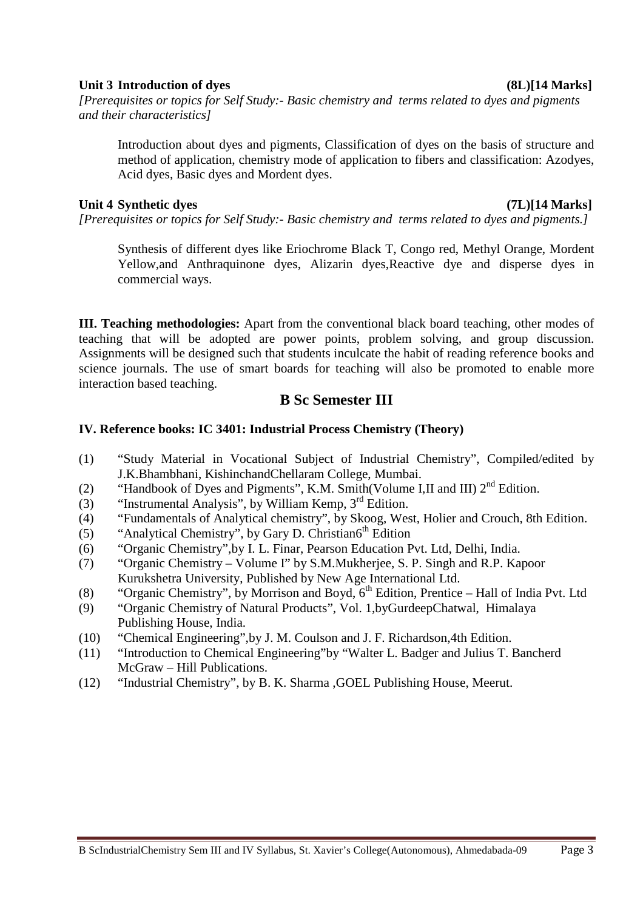**Unit 3 Introduction of dyes (8L)[14 Marks]**

*[Prerequisites or topics for Self Study:- Basic chemistry and terms related to dyes and pigments and their characteristics]*

Introduction about dyes and pigments, Classification of dyes on the basis of structure and method of application, chemistry mode of application to fibers and classification: Azodyes, Acid dyes, Basic dyes and Mordent dyes.

**Unit 4 Synthetic dyes (7L)[14 Marks]**

*[Prerequisites or topics for Self Study:- Basic chemistry and terms related to dyes and pigments.]*

Synthesis of different dyes like Eriochrome Black T, Congo red, Methyl Orange, Mordent Yellow,and Anthraquinone dyes, Alizarin dyes,Reactive dye and disperse dyes in commercial ways.

**III. Teaching methodologies:** Apart from the conventional black board teaching, other modes of teaching that will be adopted are power points, problem solving, and group discussion. Assignments will be designed such that students inculcate the habit of reading reference books and science journals. The use of smart boards for teaching will also be promoted to enable more interaction based teaching.

## B Sc Semester III

**IV. Reference books: IC 3401: Industrial Process Chemistry (Theory)**

(1) "Study Material in Vocational Subject of Industrial Chemistry", Compiled/edited by J.K.Bhambhani, KishinchandChellaram College, Mumbai.

(2) "Handbook of Dyes and Pigments", K.M. Smith(Volume I,II and III) 2nd Edition.

(3) "Instrumental Analysis", by William Kemp, 3rd Edition.

(4) "Fundamentals of Analytical chemistry", by Skoog, West, Holier and Crouch, 8th Edition.

(5) "Analytical Chemistry", by Gary D. Christian6th Edition

(6) "Organic Chemistry",by I. L. Finar, Pearson Education Pvt. Ltd, Delhi, India.

(7) "Organic Chemistry – Volume I" by S.M.Mukherjee, S. P. Singh and R.P. Kapoor Kurukshetra University, Published by New Age International Ltd.

(8) "Organic Chemistry", by Morrison and Boyd, 6th Edition, Prentice – Hall of India Pvt. Ltd

(9) "Organic Chemistry of Natural Products", Vol. 1,byGurdeepChatwal, Himalaya Publishing House, India.

(10) "Chemical Engineering",by J. M. Coulson and J. F. Richardson,4th Edition.

(11) "Introduction to Chemical Engineering"by "Walter L. Badger and Julius T. Bancherd McGraw – Hill Publications.

(12) "Industrial Chemistry", by B. K. Sharma ,GOEL Publishing House, Meerut.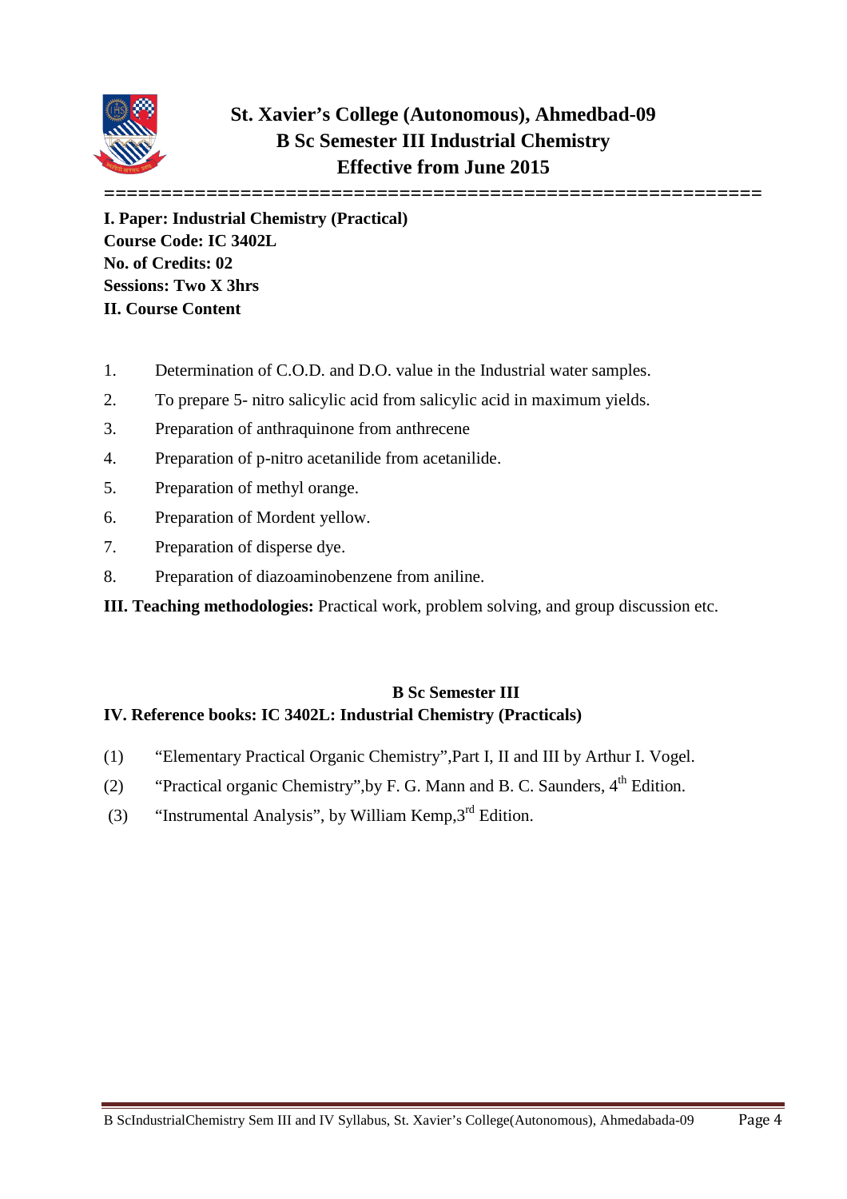# St. Xavier's College (Autonomous), Ahmedbad-09
## B Sc Semester III Industrial Chemistry
## Effective from June 2015

**I. Paper: Industrial Chemistry (Practical)**
**Course Code: IC 3402L**
**No. of Credits: 02**
**Sessions: Two X 3hrs**
**II. Course Content**

1. Determination of C.O.D. and D.O. value in the Industrial water samples.
2. To prepare 5- nitro salicylic acid from salicylic acid in maximum yields.
3. Preparation of anthraquinone from anthrecene
4. Preparation of p-nitro acetanilide from acetanilide.
5. Preparation of methyl orange.
6. Preparation of Mordent yellow.
7. Preparation of disperse dye.
8. Preparation of diazoaminobenzene from aniline.

**III. Teaching methodologies:** Practical work, problem solving, and group discussion etc.

**B Sc Semester III**

**IV. Reference books: IC 3402L: Industrial Chemistry (Practicals)**

(1) "Elementary Practical Organic Chemistry",Part I, II and III by Arthur I. Vogel.

(2) "Practical organic Chemistry",by F. G. Mann and B. C. Saunders, 4th Edition.

(3) "Instrumental Analysis", by William Kemp,3rd Edition.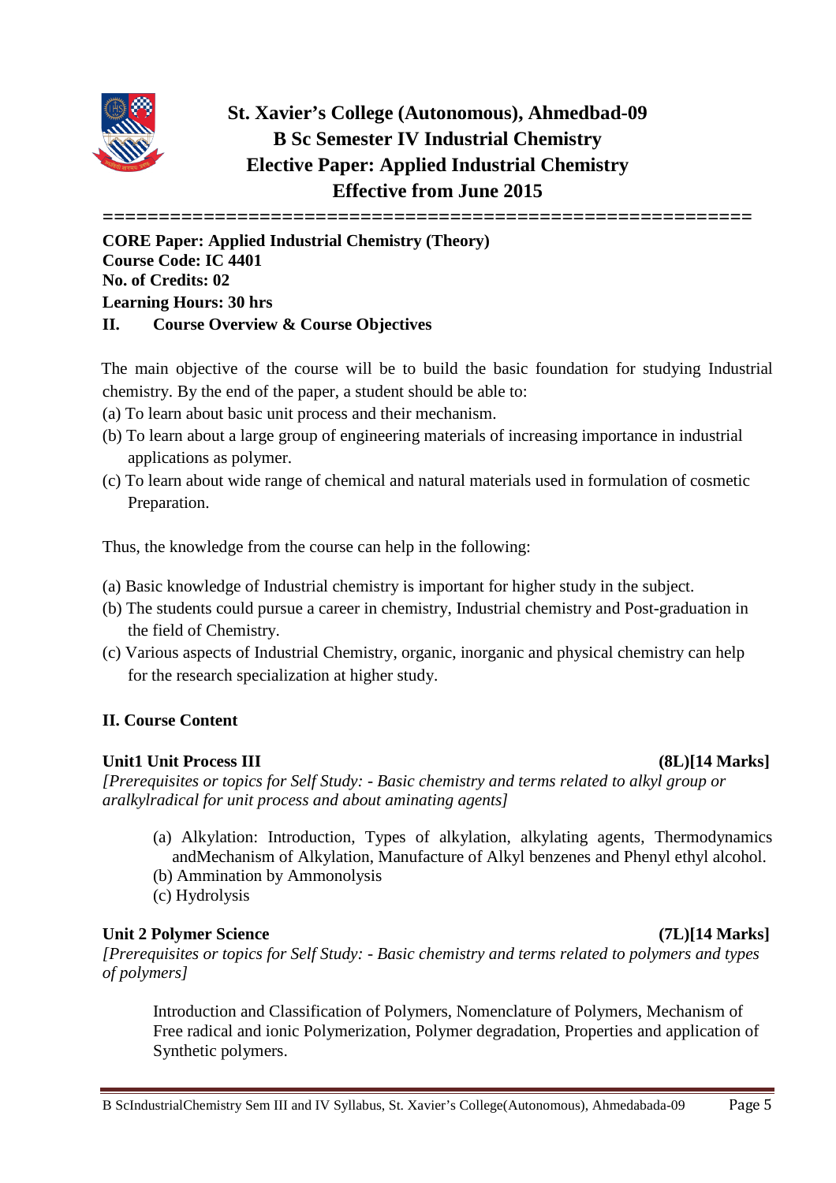# St. Xavier's College (Autonomous), Ahmedbad-09
## B Sc Semester IV Industrial Chemistry
## Elective Paper: Applied Industrial Chemistry
## Effective from June 2015

==========================================================

**CORE Paper: Applied Industrial Chemistry (Theory)**
**Course Code: IC 4401**
**No. of Credits: 02**
**Learning Hours: 30 hrs**

**II. Course Overview & Course Objectives**

The main objective of the course will be to build the basic foundation for studying Industrial chemistry. By the end of the paper, a student should be able to:

(a) To learn about basic unit process and their mechanism.
(b) To learn about a large group of engineering materials of increasing importance in industrial applications as polymer.
(c) To learn about wide range of chemical and natural materials used in formulation of cosmetic Preparation.

Thus, the knowledge from the course can help in the following:

(a) Basic knowledge of Industrial chemistry is important for higher study in the subject.
(b) The students could pursue a career in chemistry, Industrial chemistry and Post-graduation in the field of Chemistry.
(c) Various aspects of Industrial Chemistry, organic, inorganic and physical chemistry can help for the research specialization at higher study.

**II. Course Content**

**Unit1 Unit Process III** **(8L)[14 Marks]**

*[Prerequisites or topics for Self Study: - Basic chemistry and terms related to alkyl group or aralkylradical for unit process and about aminating agents]*

(a) Alkylation: Introduction, Types of alkylation, alkylating agents, Thermodynamics andMechanism of Alkylation, Manufacture of Alkyl benzenes and Phenyl ethyl alcohol.
(b) Ammination by Ammonolysis
(c) Hydrolysis

**Unit 2 Polymer Science** **(7L)[14 Marks]**

*[Prerequisites or topics for Self Study: - Basic chemistry and terms related to polymers and types of polymers]*

Introduction and Classification of Polymers, Nomenclature of Polymers, Mechanism of Free radical and ionic Polymerization, Polymer degradation, Properties and application of Synthetic polymers.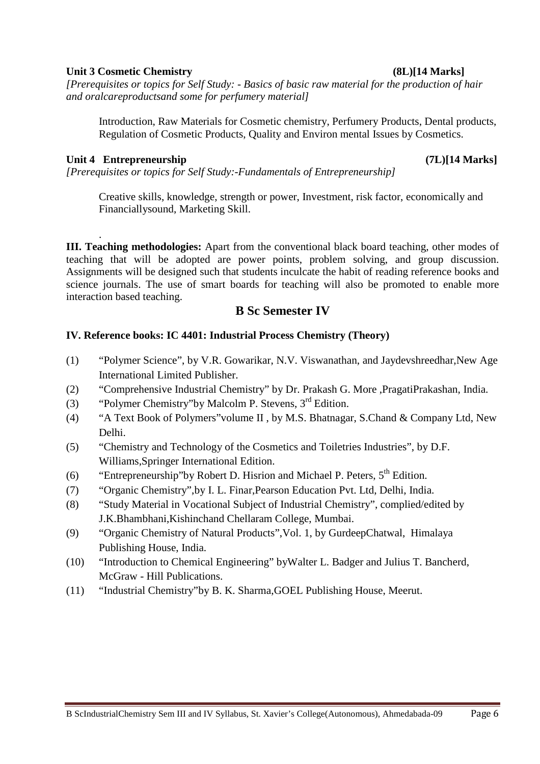**Unit 3 Cosmetic Chemistry (8L)[14 Marks]**

*[Prerequisites or topics for Self Study: - Basics of basic raw material for the production of hair and oralcareproductsand some for perfumery material]*

Introduction, Raw Materials for Cosmetic chemistry, Perfumery Products, Dental products, Regulation of Cosmetic Products, Quality and Environ mental Issues by Cosmetics.

**Unit 4 Entrepreneurship (7L)[14 Marks]**

*[Prerequisites or topics for Self Study:-Fundamentals of Entrepreneurship]*

Creative skills, knowledge, strength or power, Investment, risk factor, economically and Financiallysound, Marketing Skill.

.

**III. Teaching methodologies:** Apart from the conventional black board teaching, other modes of teaching that will be adopted are power points, problem solving, and group discussion. Assignments will be designed such that students inculcate the habit of reading reference books and science journals. The use of smart boards for teaching will also be promoted to enable more interaction based teaching.

## B Sc Semester IV

**IV. Reference books: IC 4401: Industrial Process Chemistry (Theory)**

(1) "Polymer Science", by V.R. Gowarikar, N.V. Viswanathan, and Jaydevshreedhar,New Age International Limited Publisher.
(2) "Comprehensive Industrial Chemistry" by Dr. Prakash G. More ,PragatiPrakashan, India.
(3) "Polymer Chemistry"by Malcolm P. Stevens, 3rd Edition.
(4) "A Text Book of Polymers"volume II , by M.S. Bhatnagar, S.Chand & Company Ltd, New Delhi.
(5) "Chemistry and Technology of the Cosmetics and Toiletries Industries", by D.F. Williams,Springer International Edition.
(6) "Entrepreneurship"by Robert D. Hisrion and Michael P. Peters, 5th Edition.
(7) "Organic Chemistry",by I. L. Finar,Pearson Education Pvt. Ltd, Delhi, India.
(8) "Study Material in Vocational Subject of Industrial Chemistry", complied/edited by J.K.Bhambhani,Kishinchand Chellaram College, Mumbai.
(9) "Organic Chemistry of Natural Products",Vol. 1, by GurdeepChatwal, Himalaya Publishing House, India.
(10) "Introduction to Chemical Engineering" byWalter L. Badger and Julius T. Bancherd, McGraw - Hill Publications.
(11) "Industrial Chemistry"by B. K. Sharma,GOEL Publishing House, Meerut.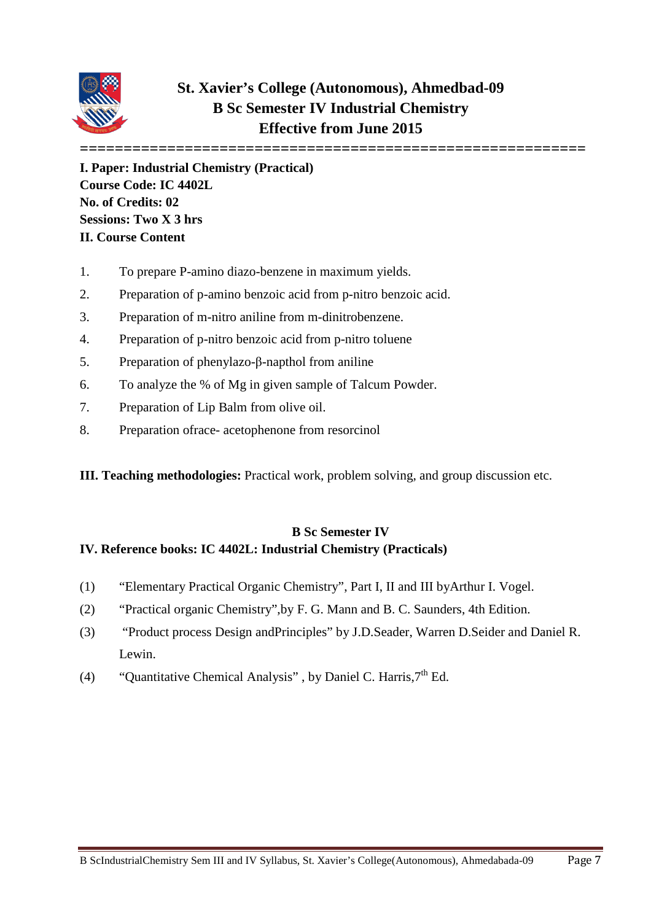# St. Xavier's College (Autonomous), Ahmedbad-09
## B Sc Semester IV Industrial Chemistry
## Effective from June 2015

**I. Paper: Industrial Chemistry (Practical)**
**Course Code: IC 4402L**
**No. of Credits: 02**
**Sessions: Two X 3 hrs**
**II. Course Content**

1. To prepare P-amino diazo-benzene in maximum yields.
2. Preparation of p-amino benzoic acid from p-nitro benzoic acid.
3. Preparation of m-nitro aniline from m-dinitrobenzene.
4. Preparation of p-nitro benzoic acid from p-nitro toluene
5. Preparation of phenylazo-β-napthol from aniline
6. To analyze the % of Mg in given sample of Talcum Powder.
7. Preparation of Lip Balm from olive oil.
8. Preparation ofrace- acetophenone from resorcinol

**III. Teaching methodologies:** Practical work, problem solving, and group discussion etc.

**B Sc Semester IV**

**IV. Reference books: IC 4402L: Industrial Chemistry (Practicals)**

(1) "Elementary Practical Organic Chemistry", Part I, II and III byArthur I. Vogel.
(2) "Practical organic Chemistry",by F. G. Mann and B. C. Saunders, 4th Edition.
(3) "Product process Design andPrinciples" by J.D.Seader, Warren D.Seider and Daniel R. Lewin.
(4) "Quantitative Chemical Analysis" , by Daniel C. Harris,7th Ed.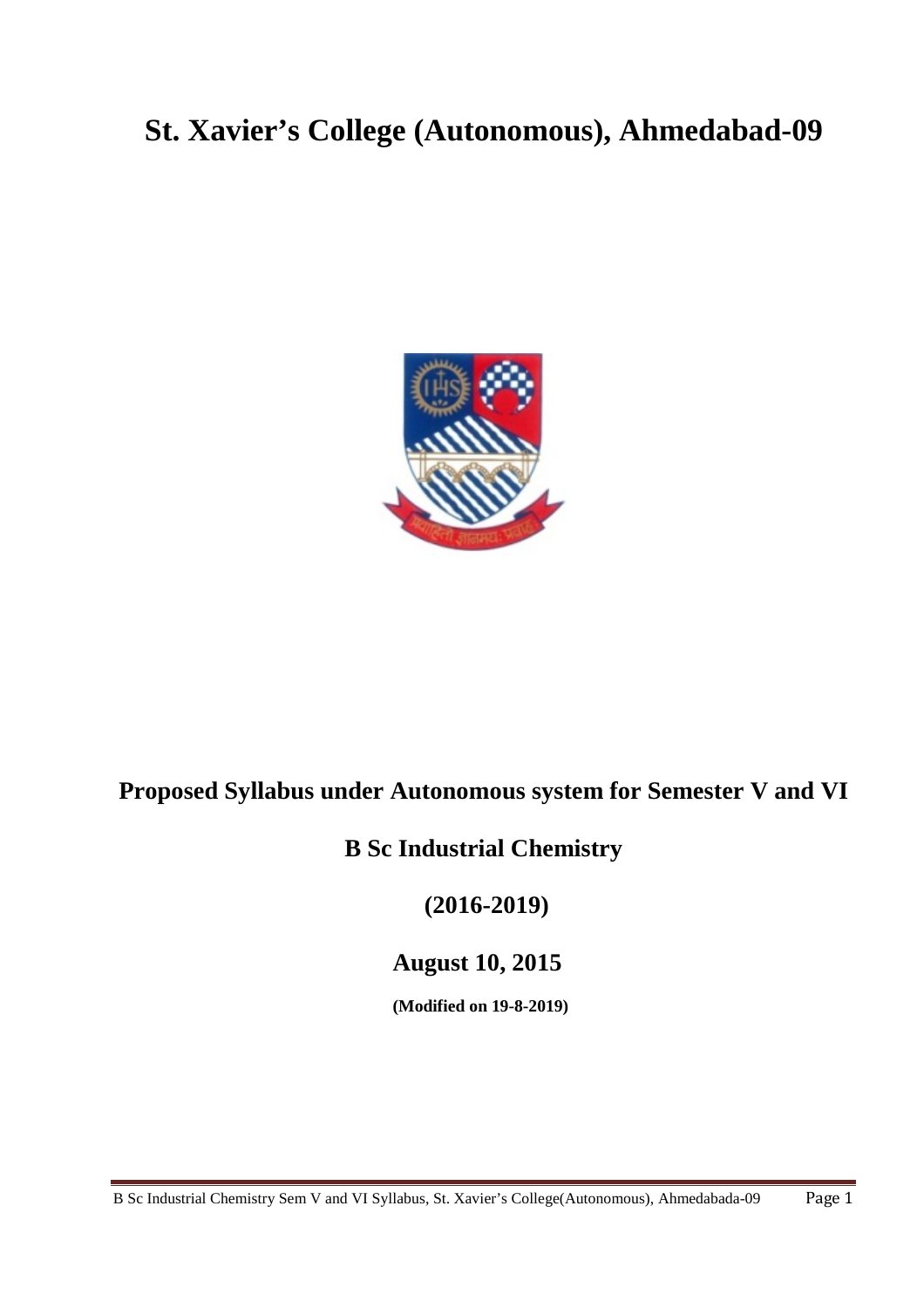# St. Xavier's College (Autonomous), Ahmedabad-09

**Proposed Syllabus under Autonomous system for Semester V and VI**

**B Sc Industrial Chemistry**

**(2016-2019)**

**August 10, 2015**

**(Modified on 19-8-2019)**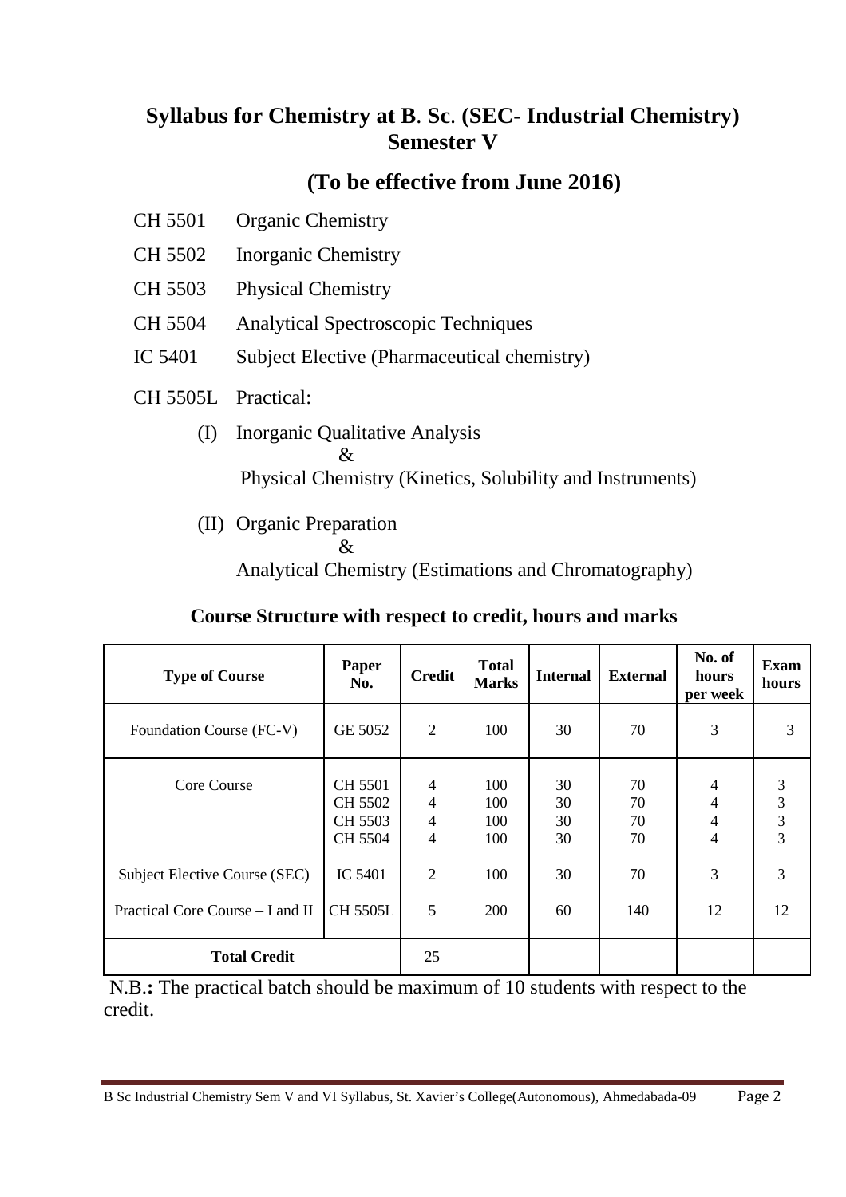## Syllabus for Chemistry at B. Sc. (SEC- Industrial Chemistry) Semester V

### (To be effective from June 2016)

CH 5501 Organic Chemistry

CH 5502 Inorganic Chemistry

CH 5503 Physical Chemistry

CH 5504 Analytical Spectroscopic Techniques

IC 5401 Subject Elective (Pharmaceutical chemistry)

CH 5505L Practical:

(I) Inorganic Qualitative Analysis
&
Physical Chemistry (Kinetics, Solubility and Instruments)

(II) Organic Preparation
&
Analytical Chemistry (Estimations and Chromatography)

### Course Structure with respect to credit, hours and marks

| Type of Course | Paper No. | Credit | Total Marks | Internal | External | No. of hours per week | Exam hours |
|---|---|---|---|---|---|---|---|
| Foundation Course (FC-V) | GE 5052 | 2 | 100 | 30 | 70 | 3 | 3 |
| Core Course | CH 5501 | 4 | 100 | 30 | 70 | 4 | 3 |
| | CH 5502 | 4 | 100 | 30 | 70 | 4 | 3 |
| | CH 5503 | 4 | 100 | 30 | 70 | 4 | 3 |
| | CH 5504 | 4 | 100 | 30 | 70 | 4 | 3 |
| Subject Elective Course (SEC) | IC 5401 | 2 | 100 | 30 | 70 | 3 | 3 |
| Practical Core Course – I and II | CH 5505L | 5 | 200 | 60 | 140 | 12 | 12 |
| **Total Credit** | | 25 | | | | | |

N.B.**:** The practical batch should be maximum of 10 students with respect to the credit.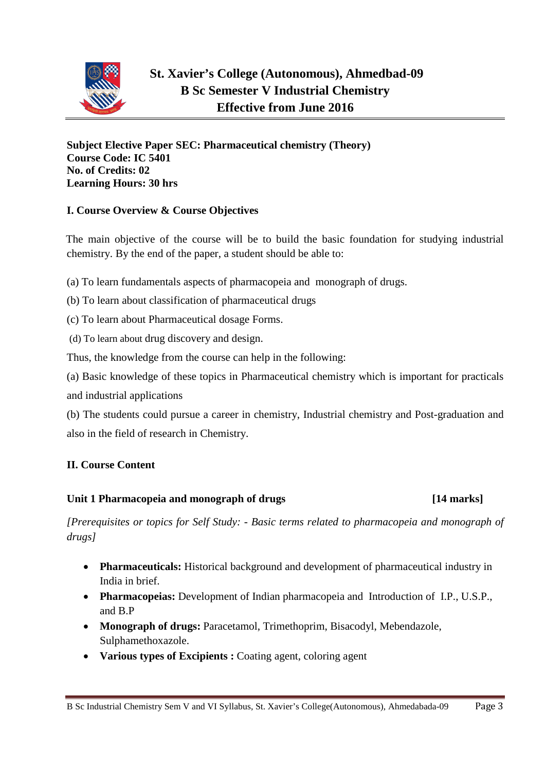# St. Xavier's College (Autonomous), Ahmedbad-09
## B Sc Semester V Industrial Chemistry
## Effective from June 2016

**Subject Elective Paper SEC: Pharmaceutical chemistry (Theory)**
**Course Code: IC 5401**
**No. of Credits: 02**
**Learning Hours: 30 hrs**

### I. Course Overview & Course Objectives

The main objective of the course will be to build the basic foundation for studying industrial chemistry. By the end of the paper, a student should be able to:

(a) To learn fundamentals aspects of pharmacopeia and monograph of drugs.

(b) To learn about classification of pharmaceutical drugs

(c) To learn about Pharmaceutical dosage Forms.

(d) To learn about drug discovery and design.

Thus, the knowledge from the course can help in the following:

(a) Basic knowledge of these topics in Pharmaceutical chemistry which is important for practicals and industrial applications

(b) The students could pursue a career in chemistry, Industrial chemistry and Post-graduation and also in the field of research in Chemistry.

### II. Course Content

**Unit 1 Pharmacopeia and monograph of drugs [14 marks]**

*[Prerequisites or topics for Self Study: - Basic terms related to pharmacopeia and monograph of drugs]*

- **Pharmaceuticals:** Historical background and development of pharmaceutical industry in India in brief.
- **Pharmacopeias:** Development of Indian pharmacopeia and Introduction of I.P., U.S.P., and B.P
- **Monograph of drugs:** Paracetamol, Trimethoprim, Bisacodyl, Mebendazole, Sulphamethoxazole.
- **Various types of Excipients :** Coating agent, coloring agent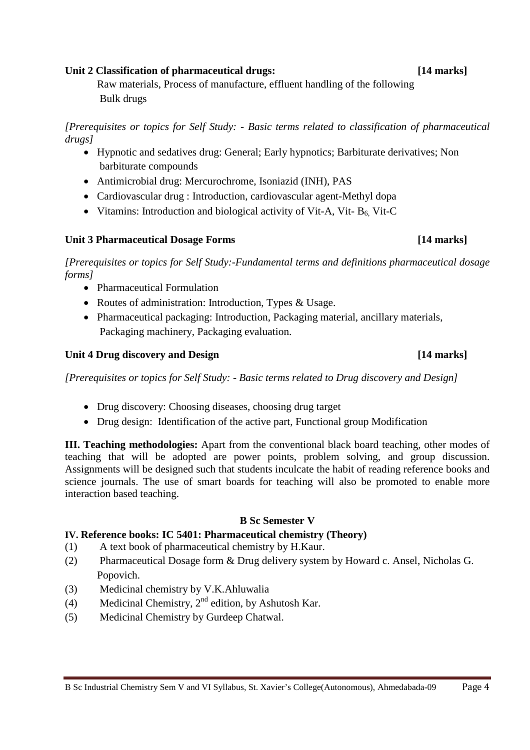**Unit 2 Classification of pharmaceutical drugs: [14 marks]**

Raw materials, Process of manufacture, effluent handling of the following Bulk drugs

*[Prerequisites or topics for Self Study: - Basic terms related to classification of pharmaceutical drugs]*

- Hypnotic and sedatives drug: General; Early hypnotics; Barbiturate derivatives; Non barbiturate compounds
- Antimicrobial drug: Mercurochrome, Isoniazid (INH), PAS
- Cardiovascular drug : Introduction, cardiovascular agent-Methyl dopa
- Vitamins: Introduction and biological activity of Vit-A, Vit- $B_6$, Vit-C

**Unit 3 Pharmaceutical Dosage Forms [14 marks]**

*[Prerequisites or topics for Self Study:-Fundamental terms and definitions pharmaceutical dosage forms]*

- Pharmaceutical Formulation
- Routes of administration: Introduction, Types & Usage.
- Pharmaceutical packaging: Introduction, Packaging material, ancillary materials, Packaging machinery, Packaging evaluation.

**Unit 4 Drug discovery and Design [14 marks]**

*[Prerequisites or topics for Self Study: - Basic terms related to Drug discovery and Design]*

- Drug discovery: Choosing diseases, choosing drug target
- Drug design: Identification of the active part, Functional group Modification

**III. Teaching methodologies:** Apart from the conventional black board teaching, other modes of teaching that will be adopted are power points, problem solving, and group discussion. Assignments will be designed such that students inculcate the habit of reading reference books and science journals. The use of smart boards for teaching will also be promoted to enable more interaction based teaching.

**B Sc Semester V**

**IV. Reference books: IC 5401: Pharmaceutical chemistry (Theory)**

(1) A text book of pharmaceutical chemistry by H.Kaur.
(2) Pharmaceutical Dosage form & Drug delivery system by Howard c. Ansel, Nicholas G. Popovich.
(3) Medicinal chemistry by V.K.Ahluwalia
(4) Medicinal Chemistry, 2nd edition, by Ashutosh Kar.
(5) Medicinal Chemistry by Gurdeep Chatwal.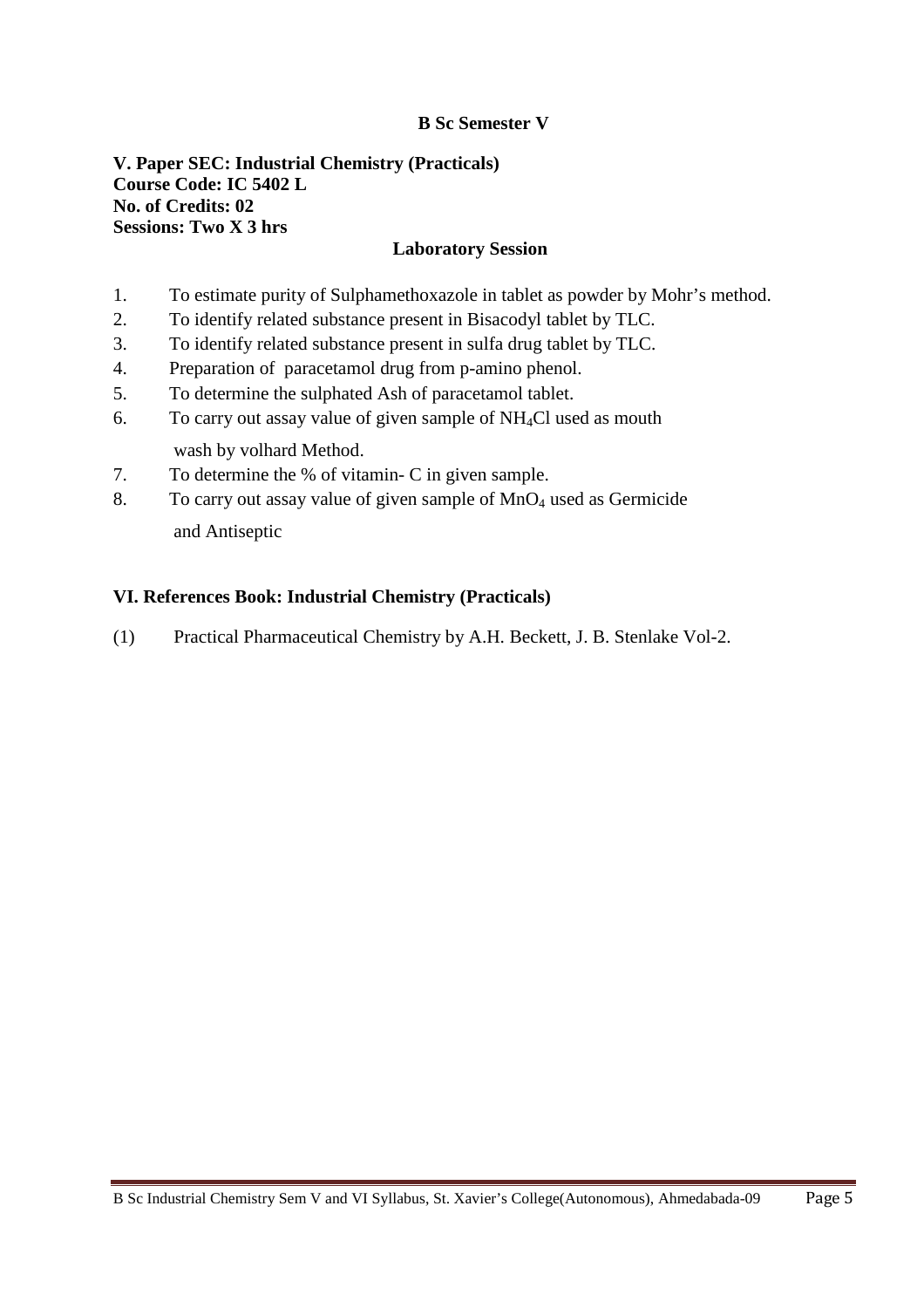**B Sc Semester V**

**V. Paper SEC: Industrial Chemistry (Practicals)**
**Course Code: IC 5402 L**
**No. of Credits: 02**
**Sessions: Two X 3 hrs**

**Laboratory Session**

1. To estimate purity of Sulphamethoxazole in tablet as powder by Mohr's method.
2. To identify related substance present in Bisacodyl tablet by TLC.
3. To identify related substance present in sulfa drug tablet by TLC.
4. Preparation of paracetamol drug from p-amino phenol.
5. To determine the sulphated Ash of paracetamol tablet.
6. To carry out assay value of given sample of $NH_4Cl$ used as mouth wash by volhard Method.
7. To determine the % of vitamin- C in given sample.
8. To carry out assay value of given sample of $MnO_4$ used as Germicide and Antiseptic

**VI. References Book: Industrial Chemistry (Practicals)**

(1) Practical Pharmaceutical Chemistry by A.H. Beckett, J. B. Stenlake Vol-2.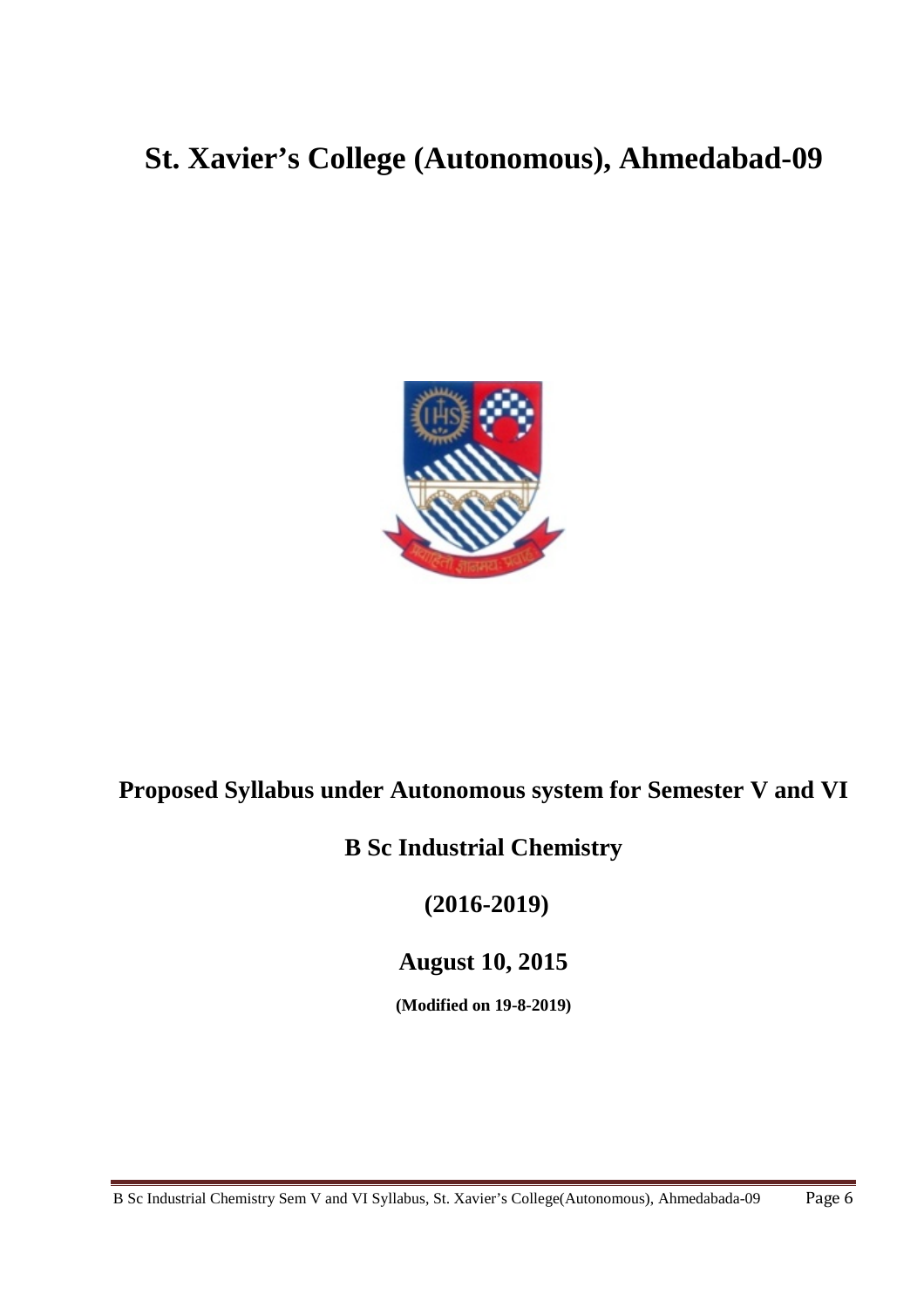# St. Xavier's College (Autonomous), Ahmedabad-09

## Proposed Syllabus under Autonomous system for Semester V and VI

## B Sc Industrial Chemistry

## (2016-2019)

## August 10, 2015

**(Modified on 19-8-2019)**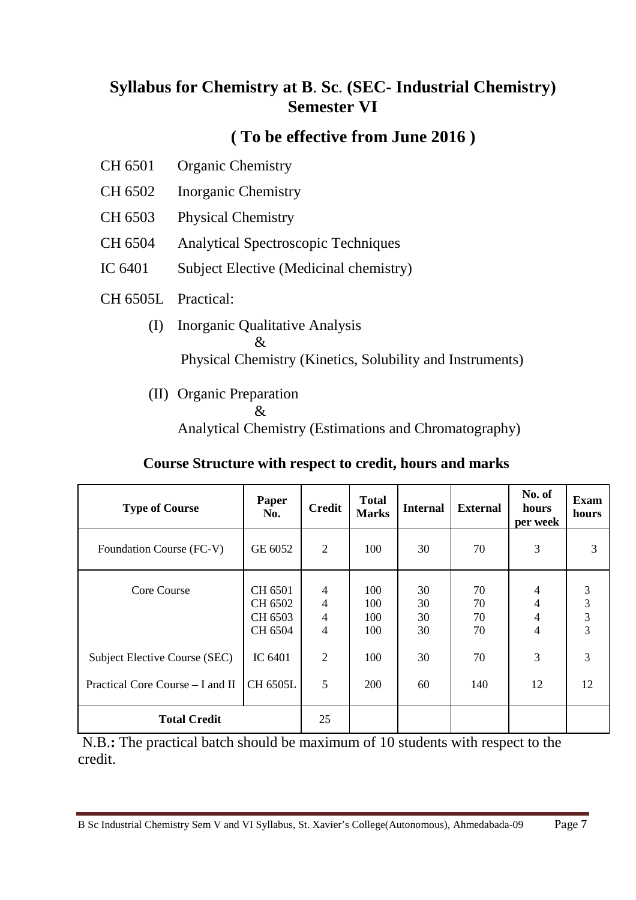# Syllabus for Chemistry at B. Sc. (SEC- Industrial Chemistry) Semester VI

## ( To be effective from June 2016 )

CH 6501 Organic Chemistry

CH 6502 Inorganic Chemistry

CH 6503 Physical Chemistry

CH 6504 Analytical Spectroscopic Techniques

IC 6401 Subject Elective (Medicinal chemistry)

CH 6505L Practical:

(I) Inorganic Qualitative Analysis
&
Physical Chemistry (Kinetics, Solubility and Instruments)

(II) Organic Preparation
&
Analytical Chemistry (Estimations and Chromatography)

### Course Structure with respect to credit, hours and marks

| Type of Course | Paper No. | Credit | Total Marks | Internal | External | No. of hours per week | Exam hours |
|---|---|---|---|---|---|---|---|
| Foundation Course (FC-V) | GE 6052 | 2 | 100 | 30 | 70 | 3 | 3 |
| Core Course | CH 6501 | 4 | 100 | 30 | 70 | 4 | 3 |
| | CH 6502 | 4 | 100 | 30 | 70 | 4 | 3 |
| | CH 6503 | 4 | 100 | 30 | 70 | 4 | 3 |
| | CH 6504 | 4 | 100 | 30 | 70 | 4 | 3 |
| Subject Elective Course (SEC) | IC 6401 | 2 | 100 | 30 | 70 | 3 | 3 |
| Practical Core Course – I and II | CH 6505L | 5 | 200 | 60 | 140 | 12 | 12 |
| **Total Credit** | | 25 | | | | | |

N.B.**:** The practical batch should be maximum of 10 students with respect to the credit.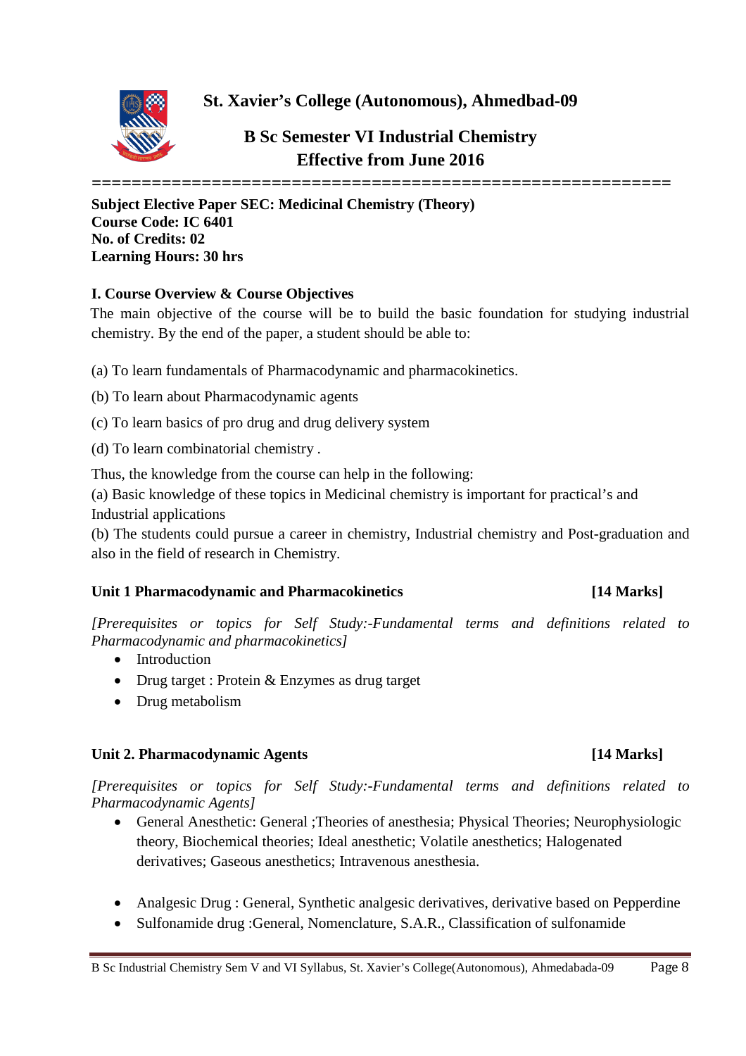# St. Xavier's College (Autonomous), Ahmedbad-09

## B Sc Semester VI Industrial Chemistry
## Effective from June 2016

==========================================================

**Subject Elective Paper SEC: Medicinal Chemistry (Theory)**
**Course Code: IC 6401**
**No. of Credits: 02**
**Learning Hours: 30 hrs**

### I. Course Overview & Course Objectives

The main objective of the course will be to build the basic foundation for studying industrial chemistry. By the end of the paper, a student should be able to:

(a) To learn fundamentals of Pharmacodynamic and pharmacokinetics.

(b) To learn about Pharmacodynamic agents

(c) To learn basics of pro drug and drug delivery system

(d) To learn combinatorial chemistry .

Thus, the knowledge from the course can help in the following:

(a) Basic knowledge of these topics in Medicinal chemistry is important for practical's and Industrial applications

(b) The students could pursue a career in chemistry, Industrial chemistry and Post-graduation and also in the field of research in Chemistry.

### Unit 1 Pharmacodynamic and Pharmacokinetics [14 Marks]

*[Prerequisites or topics for Self Study:-Fundamental terms and definitions related to Pharmacodynamic and pharmacokinetics]*

- Introduction
- Drug target : Protein & Enzymes as drug target
- Drug metabolism

### Unit 2. Pharmacodynamic Agents [14 Marks]

*[Prerequisites or topics for Self Study:-Fundamental terms and definitions related to Pharmacodynamic Agents]*

- General Anesthetic: General ;Theories of anesthesia; Physical Theories; Neurophysiologic theory, Biochemical theories; Ideal anesthetic; Volatile anesthetics; Halogenated derivatives; Gaseous anesthetics; Intravenous anesthesia.
- Analgesic Drug : General, Synthetic analgesic derivatives, derivative based on Pepperdine
- Sulfonamide drug :General, Nomenclature, S.A.R., Classification of sulfonamide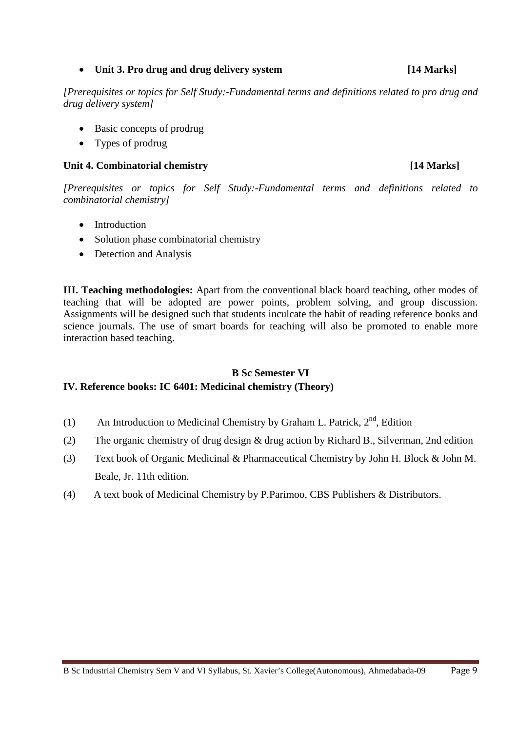- **Unit 3. Pro drug and drug delivery system** **[14 Marks]**

*[Prerequisites or topics for Self Study:-Fundamental terms and definitions related to pro drug and drug delivery system]*

- Basic concepts of prodrug
- Types of prodrug

**Unit 4. Combinatorial chemistry** **[14 Marks]**

*[Prerequisites or topics for Self Study:-Fundamental terms and definitions related to combinatorial chemistry]*

- Introduction
- Solution phase combinatorial chemistry
- Detection and Analysis

**III. Teaching methodologies:** Apart from the conventional black board teaching, other modes of teaching that will be adopted are power points, problem solving, and group discussion. Assignments will be designed such that students inculcate the habit of reading reference books and science journals. The use of smart boards for teaching will also be promoted to enable more interaction based teaching.

**B Sc Semester VI**

**IV. Reference books: IC 6401: Medicinal chemistry (Theory)**

(1) An Introduction to Medicinal Chemistry by Graham L. Patrick, $2^{nd}$, Edition

(2) The organic chemistry of drug design & drug action by Richard B., Silverman, 2nd edition

(3) Text book of Organic Medicinal & Pharmaceutical Chemistry by John H. Block & John M. Beale, Jr. 11th edition.

(4) A text book of Medicinal Chemistry by P.Parimoo, CBS Publishers & Distributors.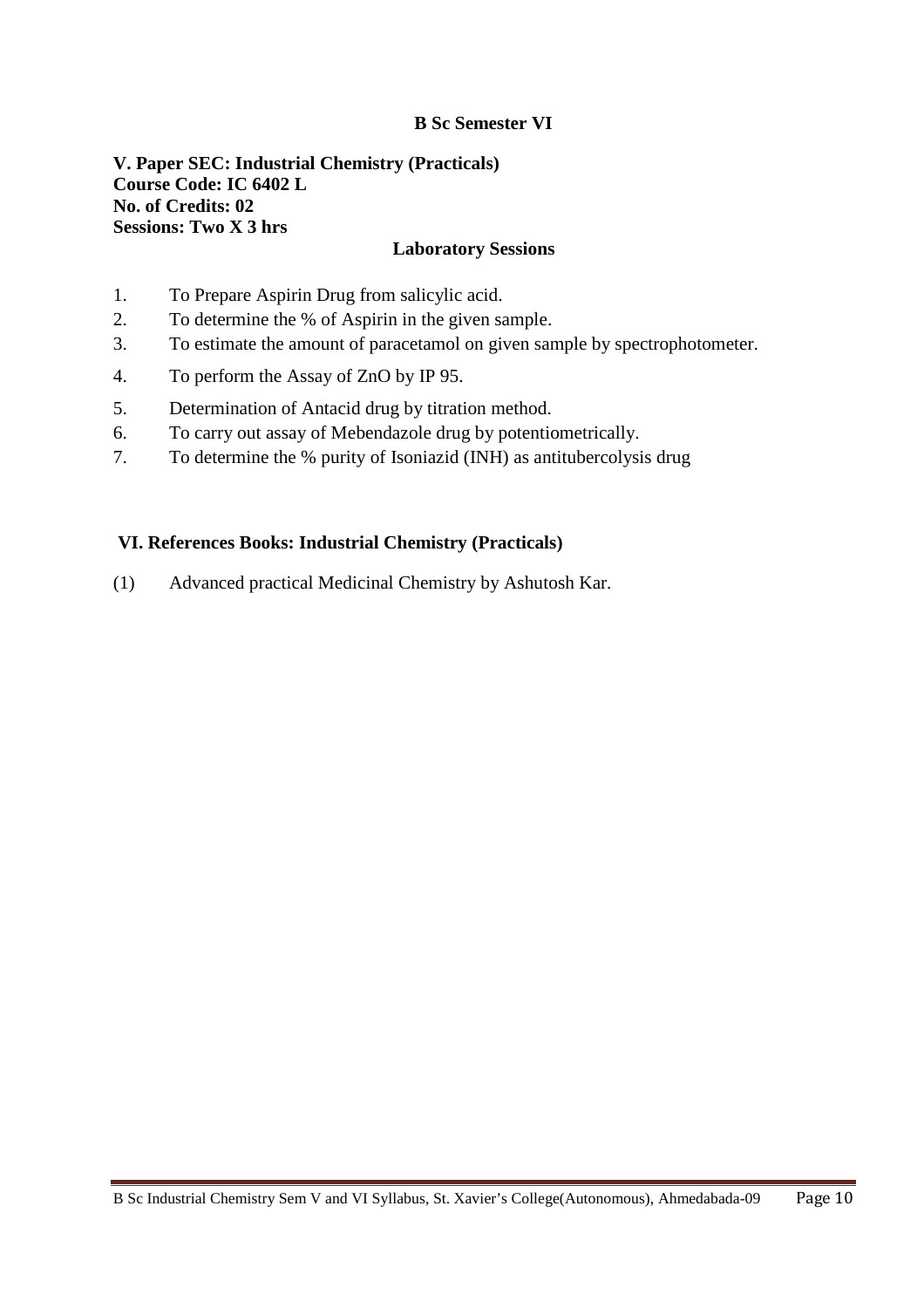**B Sc Semester VI**

**V. Paper SEC: Industrial Chemistry (Practicals)**
**Course Code: IC 6402 L**
**No. of Credits: 02**
**Sessions: Two X 3 hrs**

**Laboratory Sessions**

1. To Prepare Aspirin Drug from salicylic acid.
2. To determine the % of Aspirin in the given sample.
3. To estimate the amount of paracetamol on given sample by spectrophotometer.
4. To perform the Assay of ZnO by IP 95.
5. Determination of Antacid drug by titration method.
6. To carry out assay of Mebendazole drug by potentiometrically.
7. To determine the % purity of Isoniazid (INH) as antitubercolysis drug

**VI. References Books: Industrial Chemistry (Practicals)**

(1) Advanced practical Medicinal Chemistry by Ashutosh Kar.